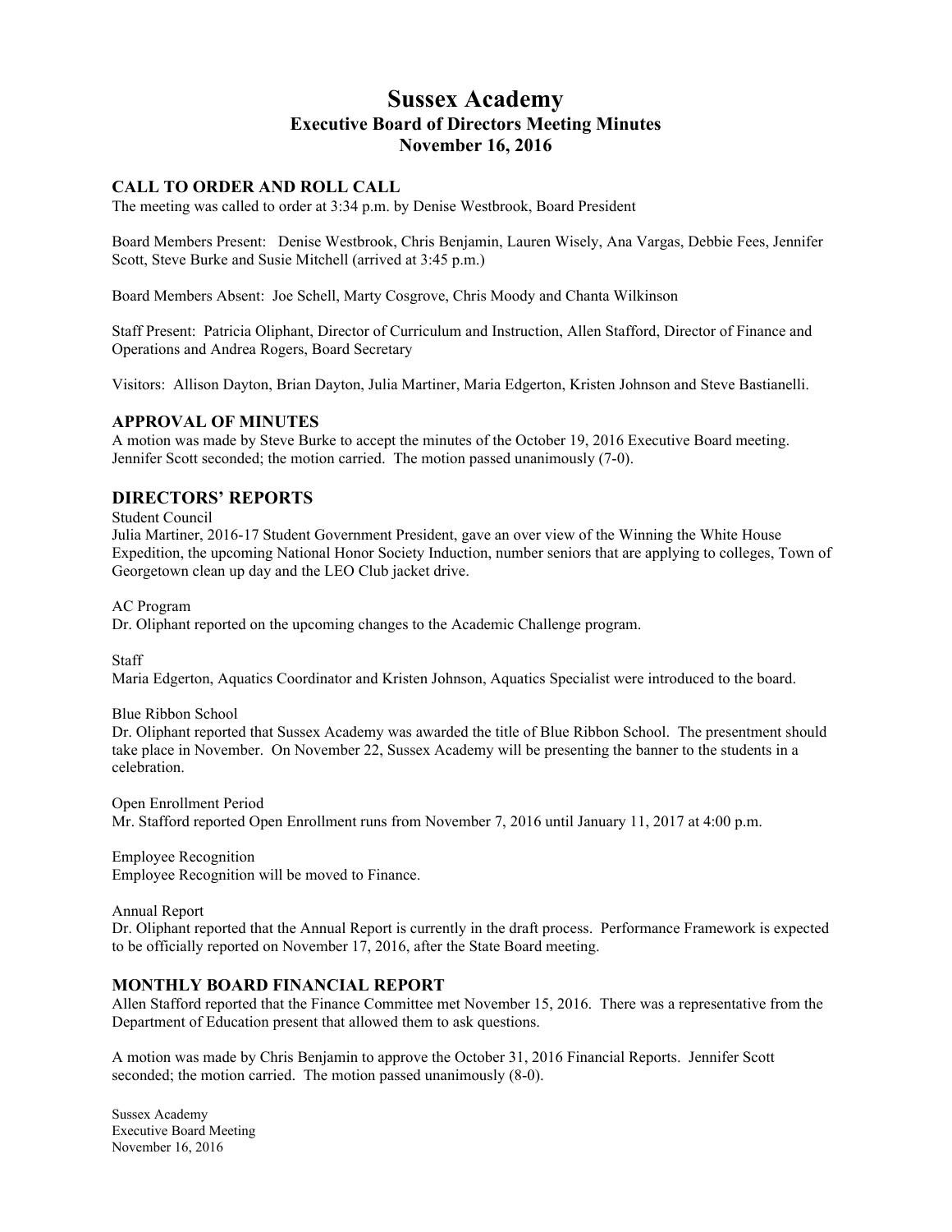# Sussex Academy
## Executive Board of Directors Meeting Minutes
## November 16, 2016

### CALL TO ORDER AND ROLL CALL

The meeting was called to order at 3:34 p.m. by Denise Westbrook, Board President

Board Members Present: Denise Westbrook, Chris Benjamin, Lauren Wisely, Ana Vargas, Debbie Fees, Jennifer Scott, Steve Burke and Susie Mitchell (arrived at 3:45 p.m.)

Board Members Absent: Joe Schell, Marty Cosgrove, Chris Moody and Chanta Wilkinson

Staff Present: Patricia Oliphant, Director of Curriculum and Instruction, Allen Stafford, Director of Finance and Operations and Andrea Rogers, Board Secretary

Visitors: Allison Dayton, Brian Dayton, Julia Martiner, Maria Edgerton, Kristen Johnson and Steve Bastianelli.

### APPROVAL OF MINUTES

A motion was made by Steve Burke to accept the minutes of the October 19, 2016 Executive Board meeting. Jennifer Scott seconded; the motion carried. The motion passed unanimously (7-0).

### DIRECTORS' REPORTS

Student Council
Julia Martiner, 2016-17 Student Government President, gave an over view of the Winning the White House Expedition, the upcoming National Honor Society Induction, number seniors that are applying to colleges, Town of Georgetown clean up day and the LEO Club jacket drive.

AC Program
Dr. Oliphant reported on the upcoming changes to the Academic Challenge program.

Staff
Maria Edgerton, Aquatics Coordinator and Kristen Johnson, Aquatics Specialist were introduced to the board.

Blue Ribbon School
Dr. Oliphant reported that Sussex Academy was awarded the title of Blue Ribbon School. The presentment should take place in November. On November 22, Sussex Academy will be presenting the banner to the students in a celebration.

Open Enrollment Period
Mr. Stafford reported Open Enrollment runs from November 7, 2016 until January 11, 2017 at 4:00 p.m.

Employee Recognition
Employee Recognition will be moved to Finance.

Annual Report
Dr. Oliphant reported that the Annual Report is currently in the draft process. Performance Framework is expected to be officially reported on November 17, 2016, after the State Board meeting.

### MONTHLY BOARD FINANCIAL REPORT

Allen Stafford reported that the Finance Committee met November 15, 2016. There was a representative from the Department of Education present that allowed them to ask questions.

A motion was made by Chris Benjamin to approve the October 31, 2016 Financial Reports. Jennifer Scott seconded; the motion carried. The motion passed unanimously (8-0).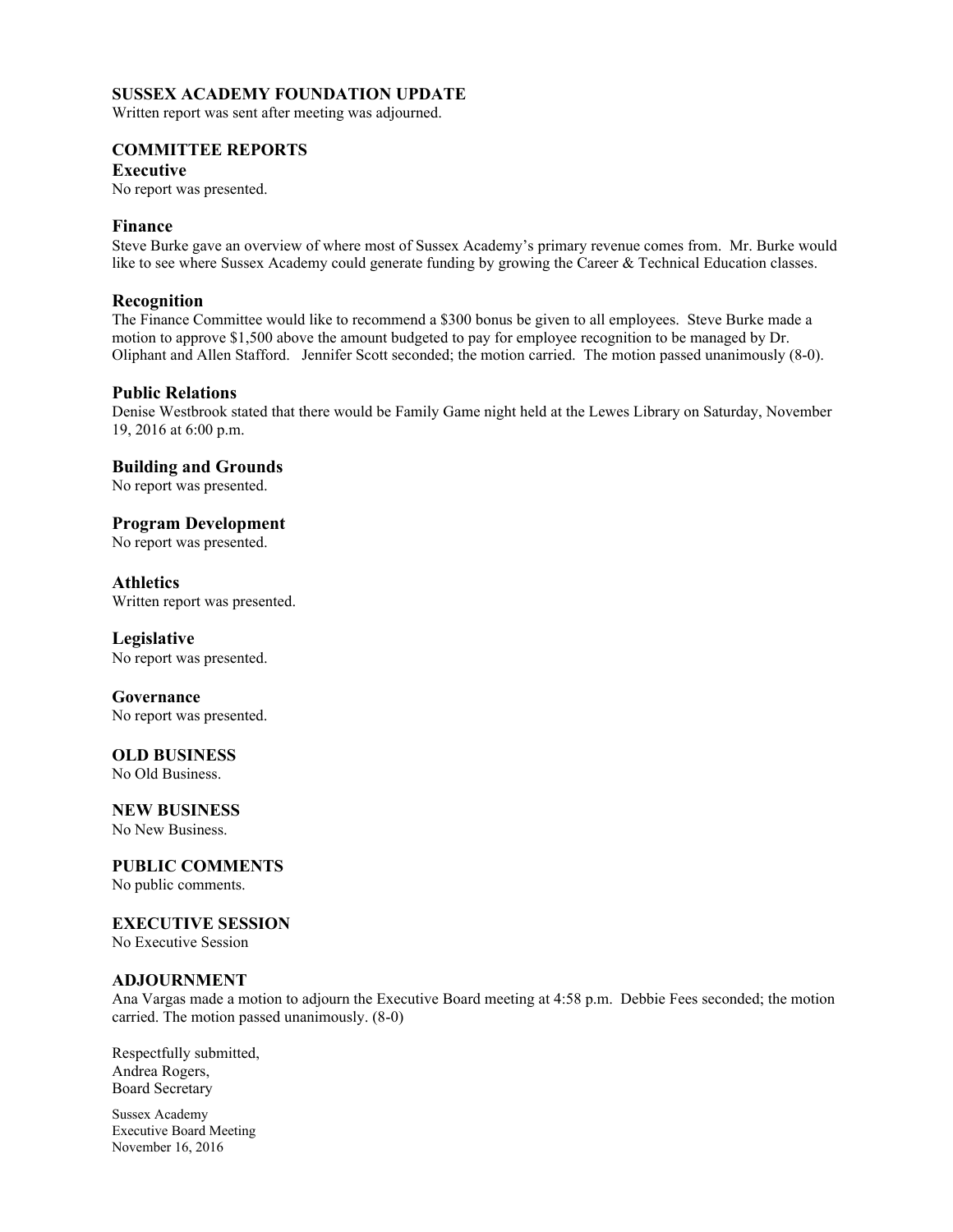## SUSSEX ACADEMY FOUNDATION UPDATE

Written report was sent after meeting was adjourned.

## COMMITTEE REPORTS

### Executive

No report was presented.

### Finance

Steve Burke gave an overview of where most of Sussex Academy's primary revenue comes from. Mr. Burke would like to see where Sussex Academy could generate funding by growing the Career & Technical Education classes.

### Recognition

The Finance Committee would like to recommend a $300 bonus be given to all employees. Steve Burke made a motion to approve $1,500 above the amount budgeted to pay for employee recognition to be managed by Dr. Oliphant and Allen Stafford. Jennifer Scott seconded; the motion carried. The motion passed unanimously (8-0).

### Public Relations

Denise Westbrook stated that there would be Family Game night held at the Lewes Library on Saturday, November 19, 2016 at 6:00 p.m.

### Building and Grounds

No report was presented.

### Program Development

No report was presented.

### Athletics

Written report was presented.

### Legislative

No report was presented.

### Governance

No report was presented.

## OLD BUSINESS

No Old Business.

## NEW BUSINESS

No New Business.

## PUBLIC COMMENTS

No public comments.

## EXECUTIVE SESSION

No Executive Session

## ADJOURNMENT

Ana Vargas made a motion to adjourn the Executive Board meeting at 4:58 p.m. Debbie Fees seconded; the motion carried. The motion passed unanimously. (8-0)

Respectfully submitted,
Andrea Rogers,
Board Secretary